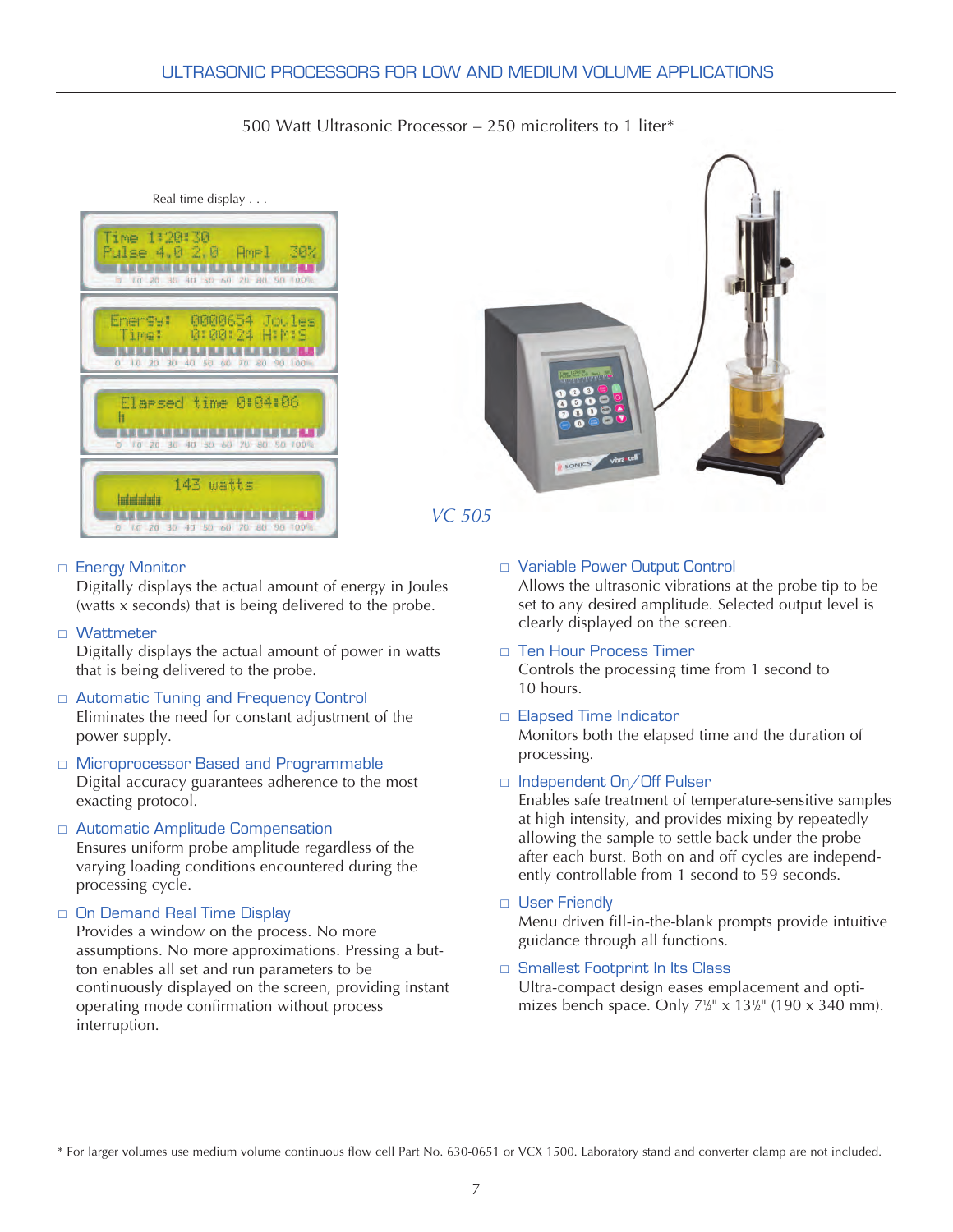# ULTRASONIC PROCESSORS FOR LOW AND MEDIUM VOLUME APPLICATIONS

## 500 Watt Ultrasonic Processor – 250 microliters to 1 liter*

Real time display . . .

*VC 505*

- **Energy Monitor**
  Digitally displays the actual amount of energy in Joules (watts x seconds) that is being delivered to the probe.

- **Wattmeter**
  Digitally displays the actual amount of power in watts that is being delivered to the probe.

- **Automatic Tuning and Frequency Control**
  Eliminates the need for constant adjustment of the power supply.

- **Microprocessor Based and Programmable**
  Digital accuracy guarantees adherence to the most exacting protocol.

- **Automatic Amplitude Compensation**
  Ensures uniform probe amplitude regardless of the varying loading conditions encountered during the processing cycle.

- **On Demand Real Time Display**
  Provides a window on the process. No more assumptions. No more approximations. Pressing a button enables all set and run parameters to be continuously displayed on the screen, providing instant operating mode confirmation without process interruption.

- **Variable Power Output Control**
  Allows the ultrasonic vibrations at the probe tip to be set to any desired amplitude. Selected output level is clearly displayed on the screen.

- **Ten Hour Process Timer**
  Controls the processing time from 1 second to 10 hours.

- **Elapsed Time Indicator**
  Monitors both the elapsed time and the duration of processing.

- **Independent On/Off Pulser**
  Enables safe treatment of temperature-sensitive samples at high intensity, and provides mixing by repeatedly allowing the sample to settle back under the probe after each burst. Both on and off cycles are independently controllable from 1 second to 59 seconds.

- **User Friendly**
  Menu driven fill-in-the-blank prompts provide intuitive guidance through all functions.

- **Smallest Footprint In Its Class**
  Ultra-compact design eases emplacement and optimizes bench space. Only 7½" x 13½" (190 x 340 mm).

\* For larger volumes use medium volume continuous flow cell Part No. 630-0651 or VCX 1500. Laboratory stand and converter clamp are not included.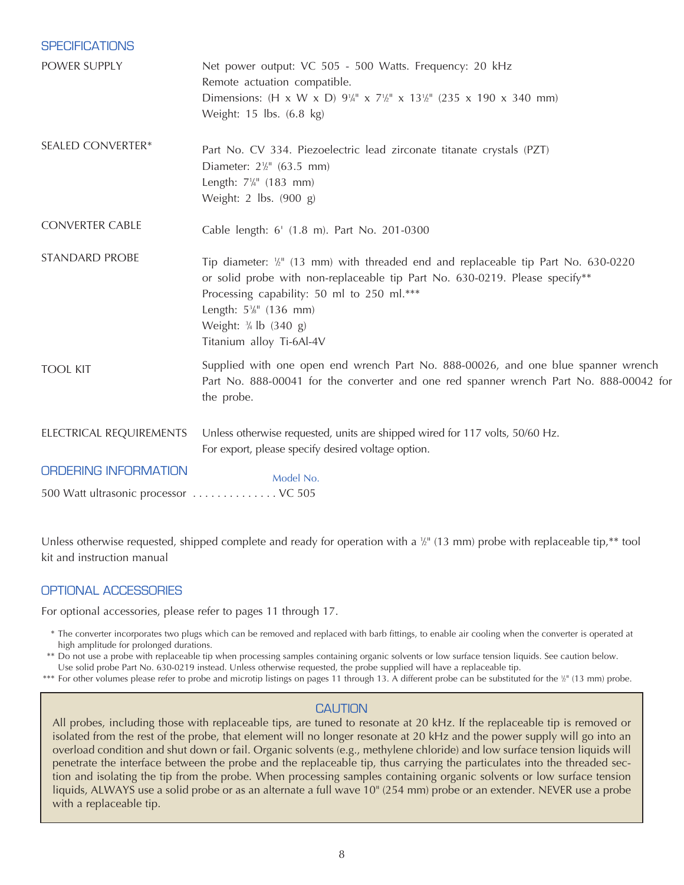## SPECIFICATIONS

| | |
|---|---|
| POWER SUPPLY | Net power output: VC 505 - 500 Watts. Frequency: 20 kHz<br>Remote actuation compatible.<br>Dimensions: (H x W x D) 9¼" x 7½" x 13½" (235 x 190 x 340 mm)<br>Weight: 15 lbs. (6.8 kg) |
| SEALED CONVERTER* | Part No. CV 334. Piezoelectric lead zirconate titanate crystals (PZT)<br>Diameter: 2½" (63.5 mm)<br>Length: 7¼" (183 mm)<br>Weight: 2 lbs. (900 g) |
| CONVERTER CABLE | Cable length: 6' (1.8 m). Part No. 201-0300 |
| STANDARD PROBE | Tip diameter: ½" (13 mm) with threaded end and replaceable tip Part No. 630-0220 or solid probe with non-replaceable tip Part No. 630-0219. Please specify**<br>Processing capability: 50 ml to 250 ml.***<br>Length: 5⅜" (136 mm)<br>Weight: ¾ lb (340 g)<br>Titanium alloy Ti-6Al-4V |
| TOOL KIT | Supplied with one open end wrench Part No. 888-00026, and one blue spanner wrench Part No. 888-00041 for the converter and one red spanner wrench Part No. 888-00042 for the probe. |
| ELECTRICAL REQUIREMENTS | Unless otherwise requested, units are shipped wired for 117 volts, 50/60 Hz.<br>For export, please specify desired voltage option. |

## ORDERING INFORMATION

| | Model No. |
|---|---|
| 500 Watt ultrasonic processor . . . . . . . . . . . . . . | VC 505 |

Unless otherwise requested, shipped complete and ready for operation with a ½" (13 mm) probe with replaceable tip,** tool kit and instruction manual

## OPTIONAL ACCESSORIES

For optional accessories, please refer to pages 11 through 17.

\* The converter incorporates two plugs which can be removed and replaced with barb fittings, to enable air cooling when the converter is operated at high amplitude for prolonged durations.

\*\* Do not use a probe with replaceable tip when processing samples containing organic solvents or low surface tension liquids. See caution below. Use solid probe Part No. 630-0219 instead. Unless otherwise requested, the probe supplied will have a replaceable tip.

\*\*\* For other volumes please refer to probe and microtip listings on pages 11 through 13. A different probe can be substituted for the ½" (13 mm) probe.

### CAUTION

All probes, including those with replaceable tips, are tuned to resonate at 20 kHz. If the replaceable tip is removed or isolated from the rest of the probe, that element will no longer resonate at 20 kHz and the power supply will go into an overload condition and shut down or fail. Organic solvents (e.g., methylene chloride) and low surface tension liquids will penetrate the interface between the probe and the replaceable tip, thus carrying the particulates into the threaded section and isolating the tip from the probe. When processing samples containing organic solvents or low surface tension liquids, ALWAYS use a solid probe or as an alternate a full wave 10" (254 mm) probe or an extender. NEVER use a probe with a replaceable tip.